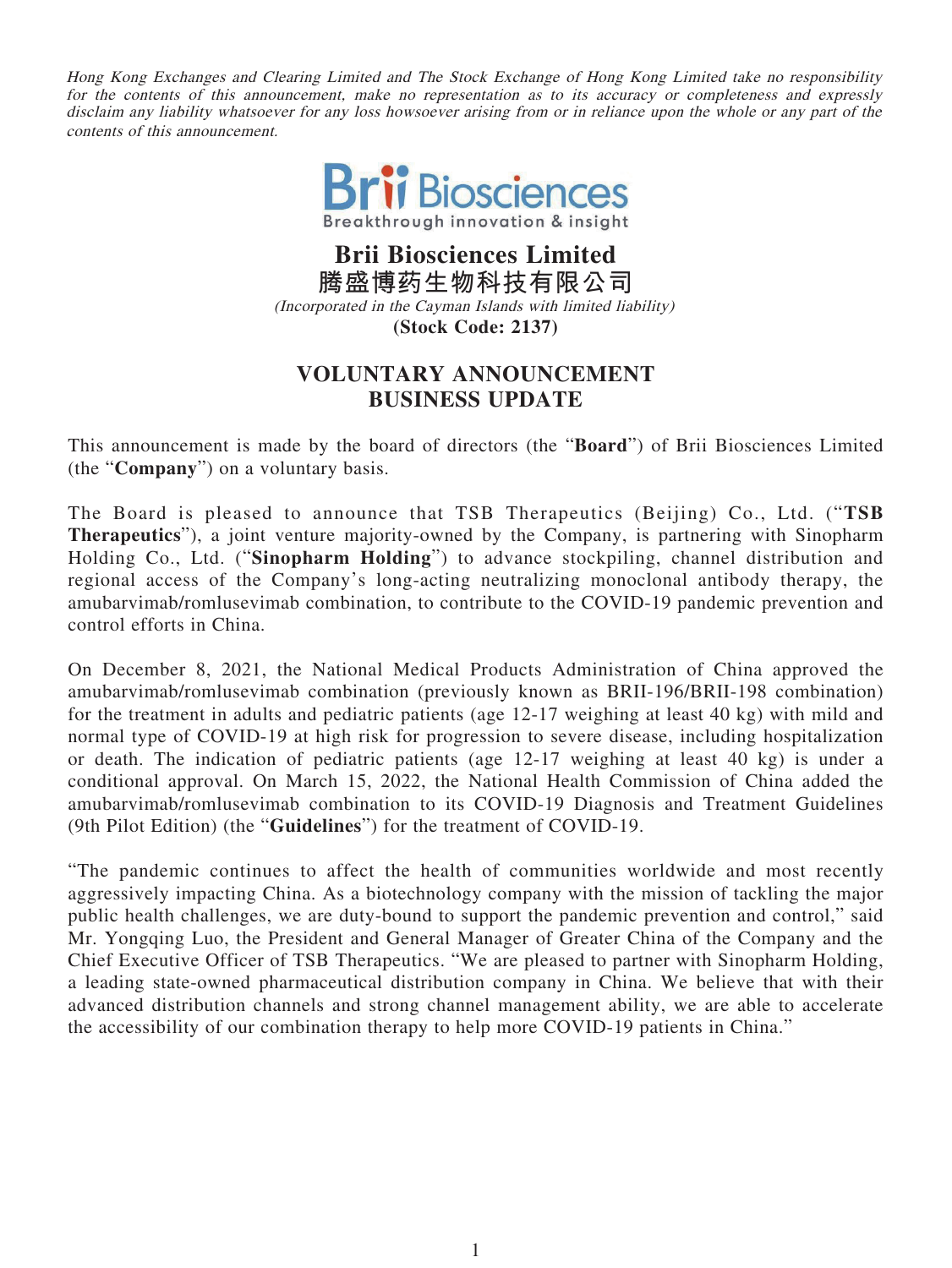*Hong Kong Exchanges and Clearing Limited and The Stock Exchange of Hong Kong Limited take no responsibility for the contents of this announcement, make no representation as to its accuracy or completeness and expressly disclaim any liability whatsoever for any loss howsoever arising from or in reliance upon the whole or any part of the contents of this announcement.*

Brii Biosciences
Breakthrough innovation & insight

# Brii Biosciences Limited
# 腾盛博药生物科技有限公司

*(Incorporated in the Cayman Islands with limited liability)*

**(Stock Code: 2137)**

## VOLUNTARY ANNOUNCEMENT
## BUSINESS UPDATE

This announcement is made by the board of directors (the "**Board**") of Brii Biosciences Limited (the "**Company**") on a voluntary basis.

The Board is pleased to announce that TSB Therapeutics (Beijing) Co., Ltd. ("**TSB Therapeutics**"), a joint venture majority-owned by the Company, is partnering with Sinopharm Holding Co., Ltd. ("**Sinopharm Holding**") to advance stockpiling, channel distribution and regional access of the Company's long-acting neutralizing monoclonal antibody therapy, the amubarvimab/romlusevimab combination, to contribute to the COVID-19 pandemic prevention and control efforts in China.

On December 8, 2021, the National Medical Products Administration of China approved the amubarvimab/romlusevimab combination (previously known as BRII-196/BRII-198 combination) for the treatment in adults and pediatric patients (age 12-17 weighing at least 40 kg) with mild and normal type of COVID-19 at high risk for progression to severe disease, including hospitalization or death. The indication of pediatric patients (age 12-17 weighing at least 40 kg) is under a conditional approval. On March 15, 2022, the National Health Commission of China added the amubarvimab/romlusevimab combination to its COVID-19 Diagnosis and Treatment Guidelines (9th Pilot Edition) (the "**Guidelines**") for the treatment of COVID-19.

"The pandemic continues to affect the health of communities worldwide and most recently aggressively impacting China. As a biotechnology company with the mission of tackling the major public health challenges, we are duty-bound to support the pandemic prevention and control," said Mr. Yongqing Luo, the President and General Manager of Greater China of the Company and the Chief Executive Officer of TSB Therapeutics. "We are pleased to partner with Sinopharm Holding, a leading state-owned pharmaceutical distribution company in China. We believe that with their advanced distribution channels and strong channel management ability, we are able to accelerate the accessibility of our combination therapy to help more COVID-19 patients in China."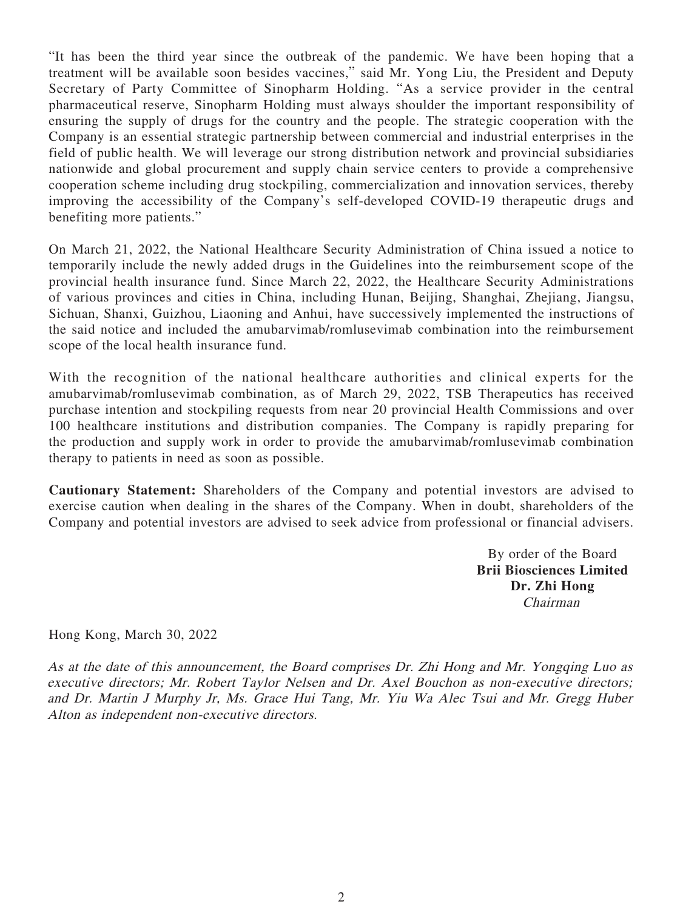"It has been the third year since the outbreak of the pandemic. We have been hoping that a treatment will be available soon besides vaccines," said Mr. Yong Liu, the President and Deputy Secretary of Party Committee of Sinopharm Holding. "As a service provider in the central pharmaceutical reserve, Sinopharm Holding must always shoulder the important responsibility of ensuring the supply of drugs for the country and the people. The strategic cooperation with the Company is an essential strategic partnership between commercial and industrial enterprises in the field of public health. We will leverage our strong distribution network and provincial subsidiaries nationwide and global procurement and supply chain service centers to provide a comprehensive cooperation scheme including drug stockpiling, commercialization and innovation services, thereby improving the accessibility of the Company's self-developed COVID-19 therapeutic drugs and benefiting more patients."

On March 21, 2022, the National Healthcare Security Administration of China issued a notice to temporarily include the newly added drugs in the Guidelines into the reimbursement scope of the provincial health insurance fund. Since March 22, 2022, the Healthcare Security Administrations of various provinces and cities in China, including Hunan, Beijing, Shanghai, Zhejiang, Jiangsu, Sichuan, Shanxi, Guizhou, Liaoning and Anhui, have successively implemented the instructions of the said notice and included the amubarvimab/romlusevimab combination into the reimbursement scope of the local health insurance fund.

With the recognition of the national healthcare authorities and clinical experts for the amubarvimab/romlusevimab combination, as of March 29, 2022, TSB Therapeutics has received purchase intention and stockpiling requests from near 20 provincial Health Commissions and over 100 healthcare institutions and distribution companies. The Company is rapidly preparing for the production and supply work in order to provide the amubarvimab/romlusevimab combination therapy to patients in need as soon as possible.

**Cautionary Statement:** Shareholders of the Company and potential investors are advised to exercise caution when dealing in the shares of the Company. When in doubt, shareholders of the Company and potential investors are advised to seek advice from professional or financial advisers.

By order of the Board
**Brii Biosciences Limited**
**Dr. Zhi Hong**
*Chairman*

Hong Kong, March 30, 2022

*As at the date of this announcement, the Board comprises Dr. Zhi Hong and Mr. Yongqing Luo as executive directors; Mr. Robert Taylor Nelsen and Dr. Axel Bouchon as non-executive directors; and Dr. Martin J Murphy Jr, Ms. Grace Hui Tang, Mr. Yiu Wa Alec Tsui and Mr. Gregg Huber Alton as independent non-executive directors.*